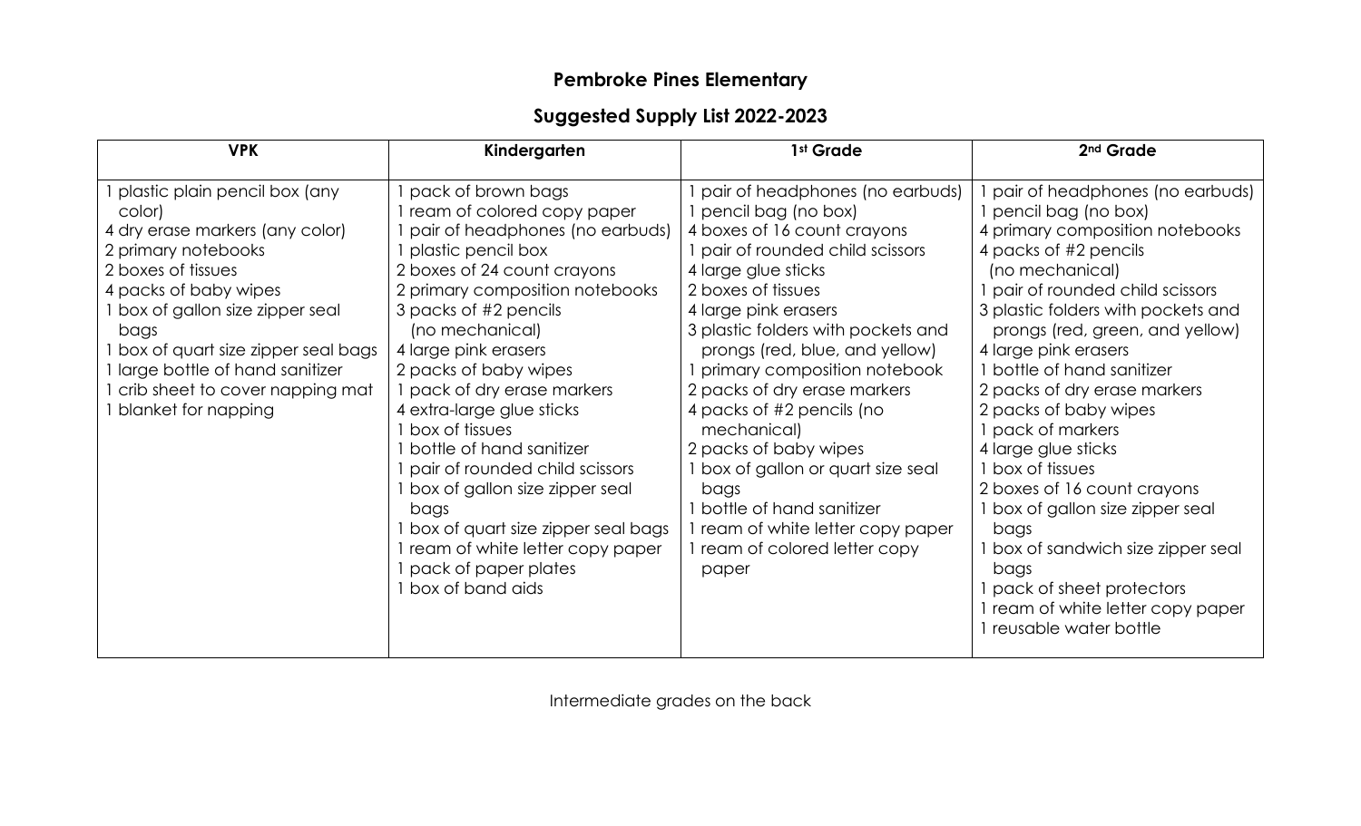# Pembroke Pines Elementary

## Suggested Supply List 2022-2023

| VPK | Kindergarten | 1st Grade | 2nd Grade |
|---|---|---|---|
| 1 plastic plain pencil box (any color)<br>4 dry erase markers (any color)<br>2 primary notebooks<br>2 boxes of tissues<br>4 packs of baby wipes<br>1 box of gallon size zipper seal bags<br>1 box of quart size zipper seal bags<br>1 large bottle of hand sanitizer<br>1 crib sheet to cover napping mat<br>1 blanket for napping | 1 pack of brown bags<br>1 ream of colored copy paper<br>1 pair of headphones (no earbuds)<br>1 plastic pencil box<br>2 boxes of 24 count crayons<br>2 primary composition notebooks<br>3 packs of #2 pencils (no mechanical)<br>4 large pink erasers<br>2 packs of baby wipes<br>1 pack of dry erase markers<br>4 extra-large glue sticks<br>1 box of tissues<br>1 bottle of hand sanitizer<br>1 pair of rounded child scissors<br>1 box of gallon size zipper seal bags<br>1 box of quart size zipper seal bags<br>1 ream of white letter copy paper<br>1 pack of paper plates<br>1 box of band aids | 1 pair of headphones (no earbuds)<br>1 pencil bag (no box)<br>4 boxes of 16 count crayons<br>1 pair of rounded child scissors<br>4 large glue sticks<br>2 boxes of tissues<br>4 large pink erasers<br>3 plastic folders with pockets and prongs (red, blue, and yellow)<br>1 primary composition notebook<br>2 packs of dry erase markers<br>4 packs of #2 pencils (no mechanical)<br>2 packs of baby wipes<br>1 box of gallon or quart size seal bags<br>1 bottle of hand sanitizer<br>1 ream of white letter copy paper<br>1 ream of colored letter copy paper | 1 pair of headphones (no earbuds)<br>1 pencil bag (no box)<br>4 primary composition notebooks<br>4 packs of #2 pencils (no mechanical)<br>1 pair of rounded child scissors<br>3 plastic folders with pockets and prongs (red, green, and yellow)<br>4 large pink erasers<br>1 bottle of hand sanitizer<br>2 packs of dry erase markers<br>2 packs of baby wipes<br>1 pack of markers<br>4 large glue sticks<br>1 box of tissues<br>2 boxes of 16 count crayons<br>1 box of gallon size zipper seal bags<br>1 box of sandwich size zipper seal bags<br>1 pack of sheet protectors<br>1 ream of white letter copy paper<br>1 reusable water bottle |

Intermediate grades on the back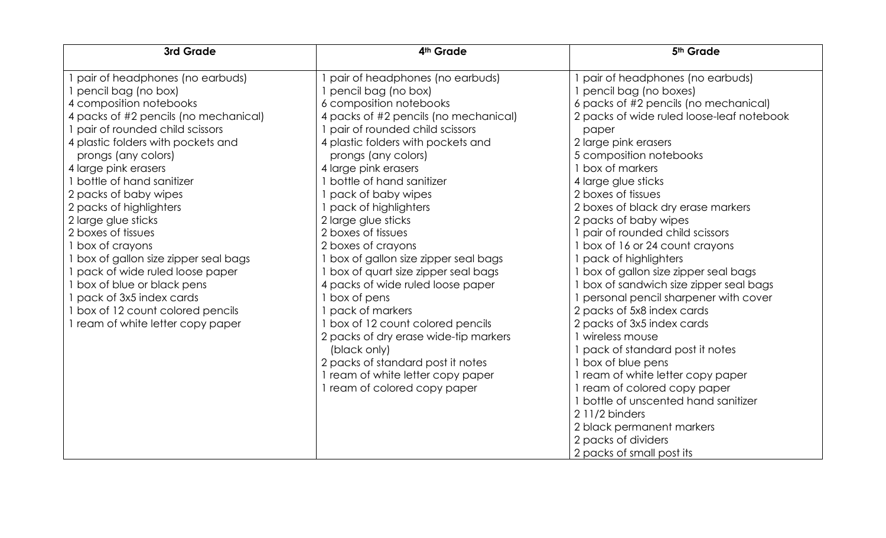| 3rd Grade | 4th Grade | 5th Grade |
| --- | --- | --- |
| 1 pair of headphones (no earbuds) | 1 pair of headphones (no earbuds) | 1 pair of headphones (no earbuds) |
| 1 pencil bag (no box) | 1 pencil bag (no box) | 1 pencil bag (no boxes) |
| 4 composition notebooks | 6 composition notebooks | 6 packs of #2 pencils (no mechanical) |
| 4 packs of #2 pencils (no mechanical) | 4 packs of #2 pencils (no mechanical) | 2 packs of wide ruled loose-leaf notebook paper |
| 1 pair of rounded child scissors | 1 pair of rounded child scissors | 2 large pink erasers |
| 4 plastic folders with pockets and prongs (any colors) | 4 plastic folders with pockets and prongs (any colors) | 5 composition notebooks |
| 4 large pink erasers | 4 large pink erasers | 1 box of markers |
| 1 bottle of hand sanitizer | 1 bottle of hand sanitizer | 4 large glue sticks |
| 2 packs of baby wipes | 1 pack of baby wipes | 2 boxes of tissues |
| 2 packs of highlighters | 1 pack of highlighters | 2 boxes of black dry erase markers |
| 2 large glue sticks | 2 large glue sticks | 2 packs of baby wipes |
| 2 boxes of tissues | 2 boxes of tissues | 1 pair of rounded child scissors |
| 1 box of crayons | 2 boxes of crayons | 1 box of 16 or 24 count crayons |
| 1 box of gallon size zipper seal bags | 1 box of gallon size zipper seal bags | 1 pack of highlighters |
| 1 pack of wide ruled loose paper | 1 box of quart size zipper seal bags | 1 box of gallon size zipper seal bags |
| 1 box of blue or black pens | 4 packs of wide ruled loose paper | 1 box of sandwich size zipper seal bags |
| 1 pack of 3x5 index cards | 1 box of pens | 1 personal pencil sharpener with cover |
| 1 box of 12 count colored pencils | 1 pack of markers | 2 packs of 5x8 index cards |
| 1 ream of white letter copy paper | 1 box of 12 count colored pencils | 2 packs of 3x5 index cards |
| | 2 packs of dry erase wide-tip markers (black only) | 1 wireless mouse |
| | 2 packs of standard post it notes | 1 pack of standard post it notes |
| | 1 ream of white letter copy paper | 1 box of blue pens |
| | 1 ream of colored copy paper | 1 ream of white letter copy paper |
| | | 1 ream of colored copy paper |
| | | 1 bottle of unscented hand sanitizer |
| | | 2 11/2 binders |
| | | 2 black permanent markers |
| | | 2 packs of dividers |
| | | 2 packs of small post its |